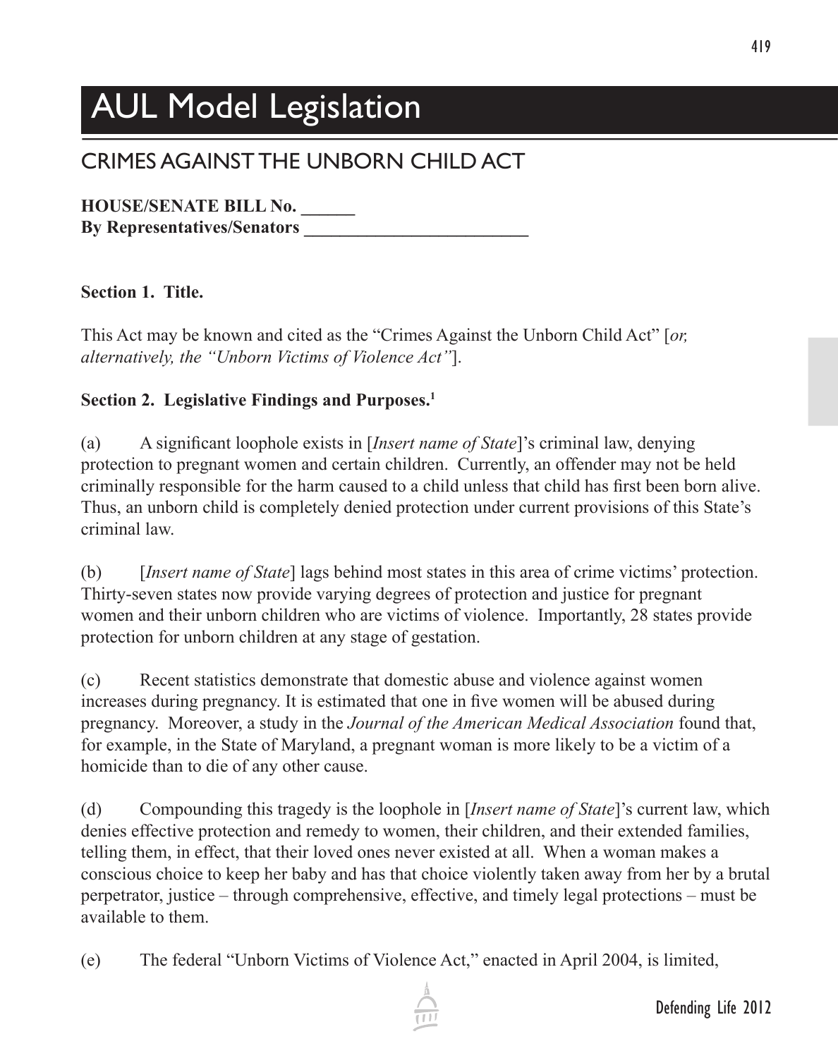# AUL Model Legislation

## CRIMES AGAINST THE UNBORN CHILD ACT

**HOUSE/SENATE BILL No. ______**
**By Representatives/Senators _________________________**

**Section 1. Title.**

This Act may be known and cited as the "Crimes Against the Unborn Child Act" [*or, alternatively, the "Unborn Victims of Violence Act"*].

**Section 2. Legislative Findings and Purposes.**[1]

(a) A significant loophole exists in [*Insert name of State*]'s criminal law, denying protection to pregnant women and certain children. Currently, an offender may not be held criminally responsible for the harm caused to a child unless that child has first been born alive. Thus, an unborn child is completely denied protection under current provisions of this State's criminal law.

(b) [*Insert name of State*] lags behind most states in this area of crime victims' protection. Thirty-seven states now provide varying degrees of protection and justice for pregnant women and their unborn children who are victims of violence. Importantly, 28 states provide protection for unborn children at any stage of gestation.

(c) Recent statistics demonstrate that domestic abuse and violence against women increases during pregnancy. It is estimated that one in five women will be abused during pregnancy. Moreover, a study in the *Journal of the American Medical Association* found that, for example, in the State of Maryland, a pregnant woman is more likely to be a victim of a homicide than to die of any other cause.

(d) Compounding this tragedy is the loophole in [*Insert name of State*]'s current law, which denies effective protection and remedy to women, their children, and their extended families, telling them, in effect, that their loved ones never existed at all. When a woman makes a conscious choice to keep her baby and has that choice violently taken away from her by a brutal perpetrator, justice – through comprehensive, effective, and timely legal protections – must be available to them.

(e) The federal "Unborn Victims of Violence Act," enacted in April 2004, is limited,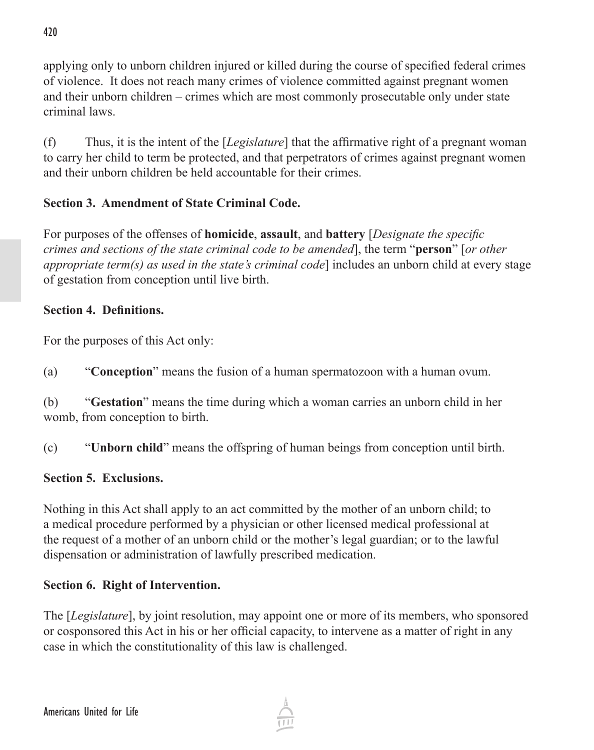applying only to unborn children injured or killed during the course of specified federal crimes of violence. It does not reach many crimes of violence committed against pregnant women and their unborn children – crimes which are most commonly prosecutable only under state criminal laws.

(f) Thus, it is the intent of the [*Legislature*] that the affirmative right of a pregnant woman to carry her child to term be protected, and that perpetrators of crimes against pregnant women and their unborn children be held accountable for their crimes.

**Section 3. Amendment of State Criminal Code.**

For purposes of the offenses of **homicide**, **assault**, and **battery** [*Designate the specific crimes and sections of the state criminal code to be amended*], the term "**person**" [*or other appropriate term(s) as used in the state's criminal code*] includes an unborn child at every stage of gestation from conception until live birth.

**Section 4. Definitions.**

For the purposes of this Act only:

(a) "**Conception**" means the fusion of a human spermatozoon with a human ovum.

(b) "**Gestation**" means the time during which a woman carries an unborn child in her womb, from conception to birth.

(c) "**Unborn child**" means the offspring of human beings from conception until birth.

**Section 5. Exclusions.**

Nothing in this Act shall apply to an act committed by the mother of an unborn child; to a medical procedure performed by a physician or other licensed medical professional at the request of a mother of an unborn child or the mother's legal guardian; or to the lawful dispensation or administration of lawfully prescribed medication.

**Section 6. Right of Intervention.**

The [*Legislature*], by joint resolution, may appoint one or more of its members, who sponsored or cosponsored this Act in his or her official capacity, to intervene as a matter of right in any case in which the constitutionality of this law is challenged.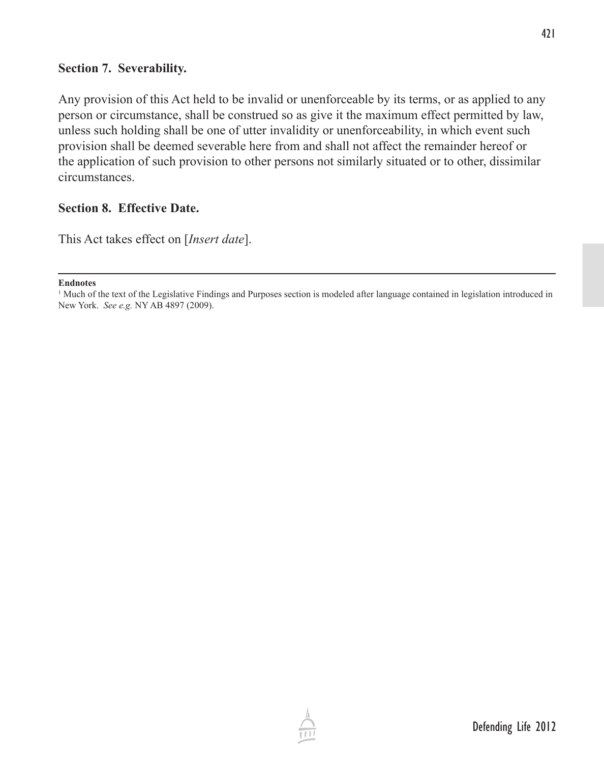### Section 7. Severability.

Any provision of this Act held to be invalid or unenforceable by its terms, or as applied to any person or circumstance, shall be construed so as give it the maximum effect permitted by law, unless such holding shall be one of utter invalidity or unenforceability, in which event such provision shall be deemed severable here from and shall not affect the remainder hereof or the application of such provision to other persons not similarly situated or to other, dissimilar circumstances.

### Section 8. Effective Date.

This Act takes effect on [*Insert date*].

---

**Endnotes**

[1] Much of the text of the Legislative Findings and Purposes section is modeled after language contained in legislation introduced in New York. *See e.g.* NY AB 4897 (2009).